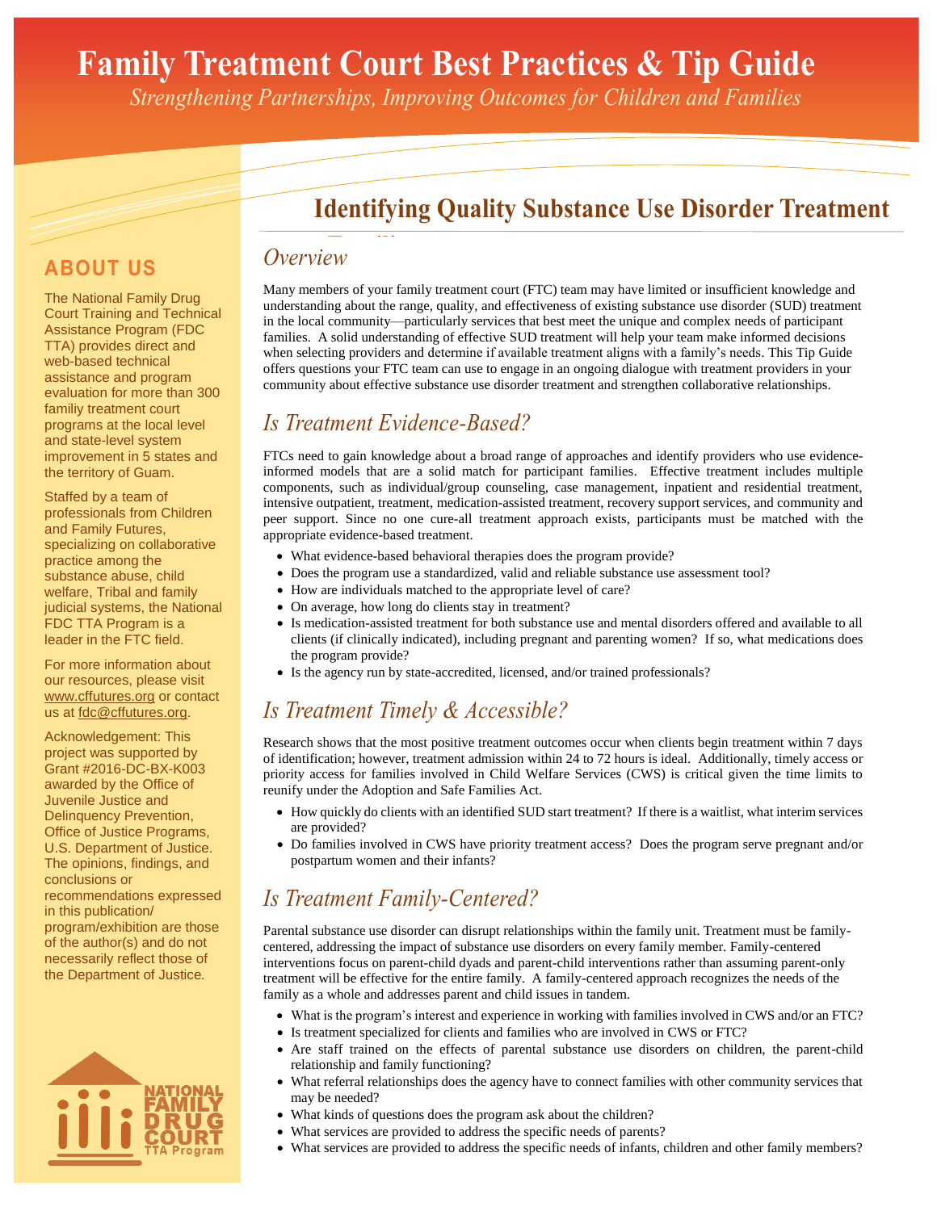# Family Treatment Court Best Practices & Tip Guide

*Strengthening Partnerships, Improving Outcomes for Children and Families*

## ABOUT US

The National Family Drug Court Training and Technical Assistance Program (FDC TTA) provides direct and web-based technical assistance and program evaluation for more than 300 familiy treatment court programs at the local level and state-level system improvement in 5 states and the territory of Guam.

Staffed by a team of professionals from Children and Family Futures, specializing on collaborative practice among the substance abuse, child welfare, Tribal and family judicial systems, the National FDC TTA Program is a leader in the FTC field.

For more information about our resources, please visit www.cffutures.org or contact us at fdc@cffutures.org.

Acknowledgement: This project was supported by Grant #2016-DC-BX-K003 awarded by the Office of Juvenile Justice and Delinquency Prevention, Office of Justice Programs, U.S. Department of Justice. The opinions, findings, and conclusions or recommendations expressed in this publication/ program/exhibition are those of the author(s) and do not necessarily reflect those of the Department of Justice.

NATIONAL FAMILY DRUG COURT TTA Program

## Identifying Quality Substance Use Disorder Treatment

### *Overview*

Many members of your family treatment court (FTC) team may have limited or insufficient knowledge and understanding about the range, quality, and effectiveness of existing substance use disorder (SUD) treatment in the local community—particularly services that best meet the unique and complex needs of participant families. A solid understanding of effective SUD treatment will help your team make informed decisions when selecting providers and determine if available treatment aligns with a family's needs. This Tip Guide offers questions your FTC team can use to engage in an ongoing dialogue with treatment providers in your community about effective substance use disorder treatment and strengthen collaborative relationships.

### *Is Treatment Evidence-Based?*

FTCs need to gain knowledge about a broad range of approaches and identify providers who use evidence-informed models that are a solid match for participant families. Effective treatment includes multiple components, such as individual/group counseling, case management, inpatient and residential treatment, intensive outpatient, treatment, medication-assisted treatment, recovery support services, and community and peer support. Since no one cure-all treatment approach exists, participants must be matched with the appropriate evidence-based treatment.

- What evidence-based behavioral therapies does the program provide?
- Does the program use a standardized, valid and reliable substance use assessment tool?
- How are individuals matched to the appropriate level of care?
- On average, how long do clients stay in treatment?
- Is medication-assisted treatment for both substance use and mental disorders offered and available to all clients (if clinically indicated), including pregnant and parenting women? If so, what medications does the program provide?
- Is the agency run by state-accredited, licensed, and/or trained professionals?

### *Is Treatment Timely & Accessible?*

Research shows that the most positive treatment outcomes occur when clients begin treatment within 7 days of identification; however, treatment admission within 24 to 72 hours is ideal. Additionally, timely access or priority access for families involved in Child Welfare Services (CWS) is critical given the time limits to reunify under the Adoption and Safe Families Act.

- How quickly do clients with an identified SUD start treatment? If there is a waitlist, what interim services are provided?
- Do families involved in CWS have priority treatment access? Does the program serve pregnant and/or postpartum women and their infants?

### *Is Treatment Family-Centered?*

Parental substance use disorder can disrupt relationships within the family unit. Treatment must be family-centered, addressing the impact of substance use disorders on every family member. Family-centered interventions focus on parent-child dyads and parent-child interventions rather than assuming parent-only treatment will be effective for the entire family. A family-centered approach recognizes the needs of the family as a whole and addresses parent and child issues in tandem.

- What is the program's interest and experience in working with families involved in CWS and/or an FTC?
- Is treatment specialized for clients and families who are involved in CWS or FTC?
- Are staff trained on the effects of parental substance use disorders on children, the parent-child relationship and family functioning?
- What referral relationships does the agency have to connect families with other community services that may be needed?
- What kinds of questions does the program ask about the children?
- What services are provided to address the specific needs of parents?
- What services are provided to address the specific needs of infants, children and other family members?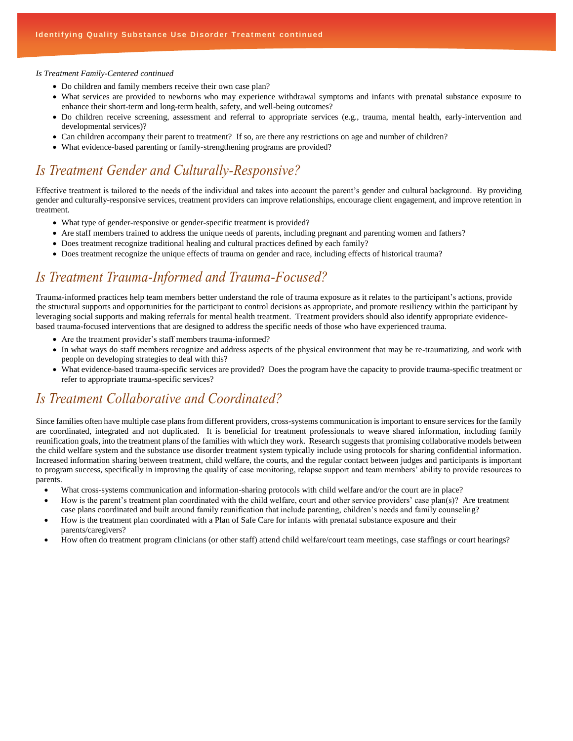*Is Treatment Family-Centered continued*

- Do children and family members receive their own case plan?
- What services are provided to newborns who may experience withdrawal symptoms and infants with prenatal substance exposure to enhance their short-term and long-term health, safety, and well-being outcomes?
- Do children receive screening, assessment and referral to appropriate services (e.g., trauma, mental health, early-intervention and developmental services)?
- Can children accompany their parent to treatment? If so, are there any restrictions on age and number of children?
- What evidence-based parenting or family-strengthening programs are provided?

## *Is Treatment Gender and Culturally-Responsive?*

Effective treatment is tailored to the needs of the individual and takes into account the parent's gender and cultural background. By providing gender and culturally-responsive services, treatment providers can improve relationships, encourage client engagement, and improve retention in treatment.

- What type of gender-responsive or gender-specific treatment is provided?
- Are staff members trained to address the unique needs of parents, including pregnant and parenting women and fathers?
- Does treatment recognize traditional healing and cultural practices defined by each family?
- Does treatment recognize the unique effects of trauma on gender and race, including effects of historical trauma?

## *Is Treatment Trauma-Informed and Trauma-Focused?*

Trauma-informed practices help team members better understand the role of trauma exposure as it relates to the participant's actions, provide the structural supports and opportunities for the participant to control decisions as appropriate, and promote resiliency within the participant by leveraging social supports and making referrals for mental health treatment. Treatment providers should also identify appropriate evidence-based trauma-focused interventions that are designed to address the specific needs of those who have experienced trauma.

- Are the treatment provider's staff members trauma-informed?
- In what ways do staff members recognize and address aspects of the physical environment that may be re-traumatizing, and work with people on developing strategies to deal with this?
- What evidence-based trauma-specific services are provided? Does the program have the capacity to provide trauma-specific treatment or refer to appropriate trauma-specific services?

## *Is Treatment Collaborative and Coordinated?*

Since families often have multiple case plans from different providers, cross-systems communication is important to ensure services for the family are coordinated, integrated and not duplicated. It is beneficial for treatment professionals to weave shared information, including family reunification goals, into the treatment plans of the families with which they work. Research suggests that promising collaborative models between the child welfare system and the substance use disorder treatment system typically include using protocols for sharing confidential information. Increased information sharing between treatment, child welfare, the courts, and the regular contact between judges and participants is important to program success, specifically in improving the quality of case monitoring, relapse support and team members' ability to provide resources to parents.

- What cross-systems communication and information-sharing protocols with child welfare and/or the court are in place?
- How is the parent's treatment plan coordinated with the child welfare, court and other service providers' case plan(s)? Are treatment case plans coordinated and built around family reunification that include parenting, children's needs and family counseling?
- How is the treatment plan coordinated with a Plan of Safe Care for infants with prenatal substance exposure and their parents/caregivers?
- How often do treatment program clinicians (or other staff) attend child welfare/court team meetings, case staffings or court hearings?